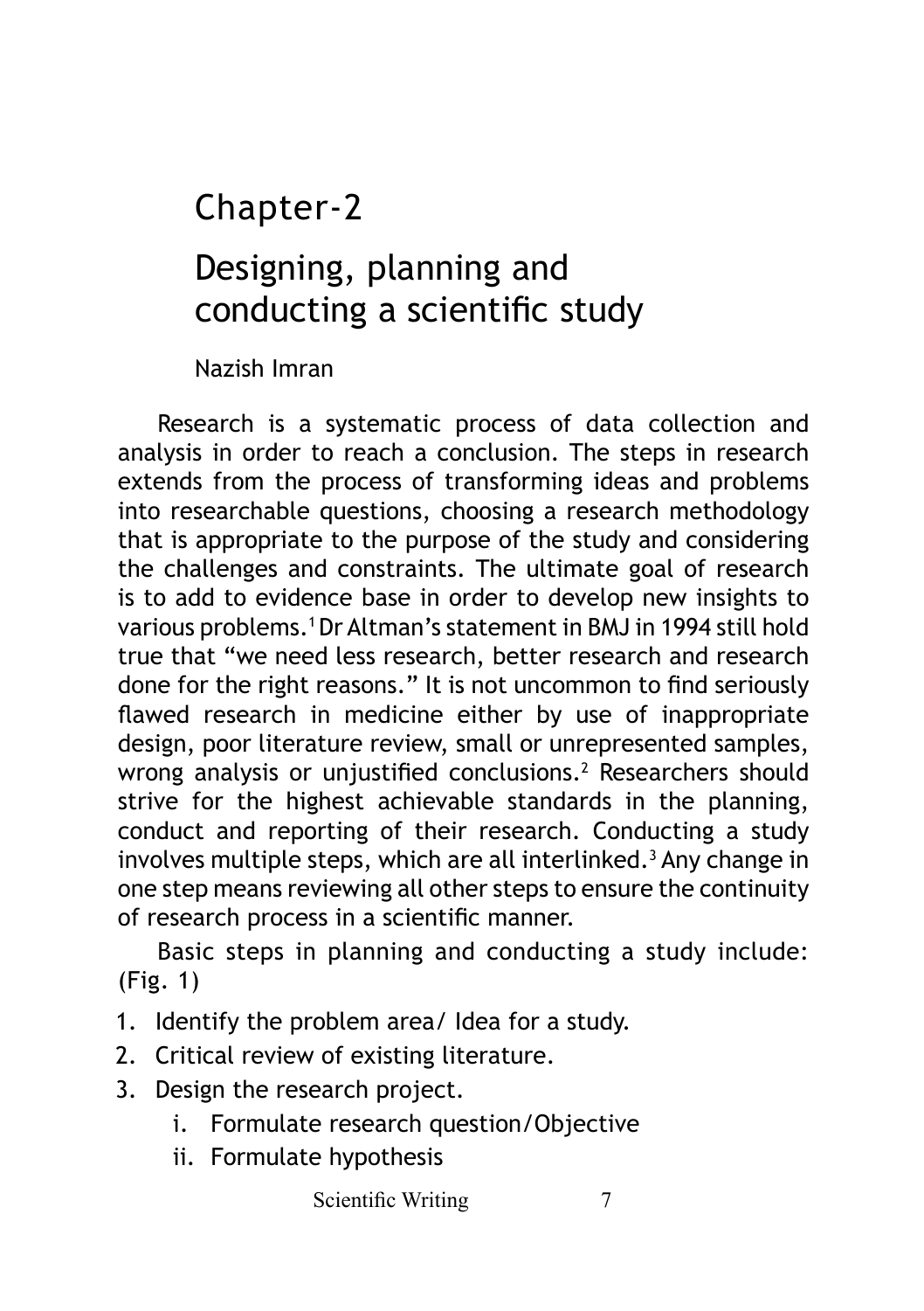# Chapter-2

## Designing, planning and conducting a scientific study

Nazish Imran

Research is a systematic process of data collection and analysis in order to reach a conclusion. The steps in research extends from the process of transforming ideas and problems into researchable questions, choosing a research methodology that is appropriate to the purpose of the study and considering the challenges and constraints. The ultimate goal of research is to add to evidence base in order to develop new insights to various problems.[1] Dr Altman's statement in BMJ in 1994 still hold true that "we need less research, better research and research done for the right reasons." It is not uncommon to find seriously flawed research in medicine either by use of inappropriate design, poor literature review, small or unrepresented samples, wrong analysis or unjustified conclusions.[2] Researchers should strive for the highest achievable standards in the planning, conduct and reporting of their research. Conducting a study involves multiple steps, which are all interlinked.[3] Any change in one step means reviewing all other steps to ensure the continuity of research process in a scientific manner.

Basic steps in planning and conducting a study include: (Fig. 1)

1. Identify the problem area/ Idea for a study.
2. Critical review of existing literature.
3. Design the research project.
   i. Formulate research question/Objective
   ii. Formulate hypothesis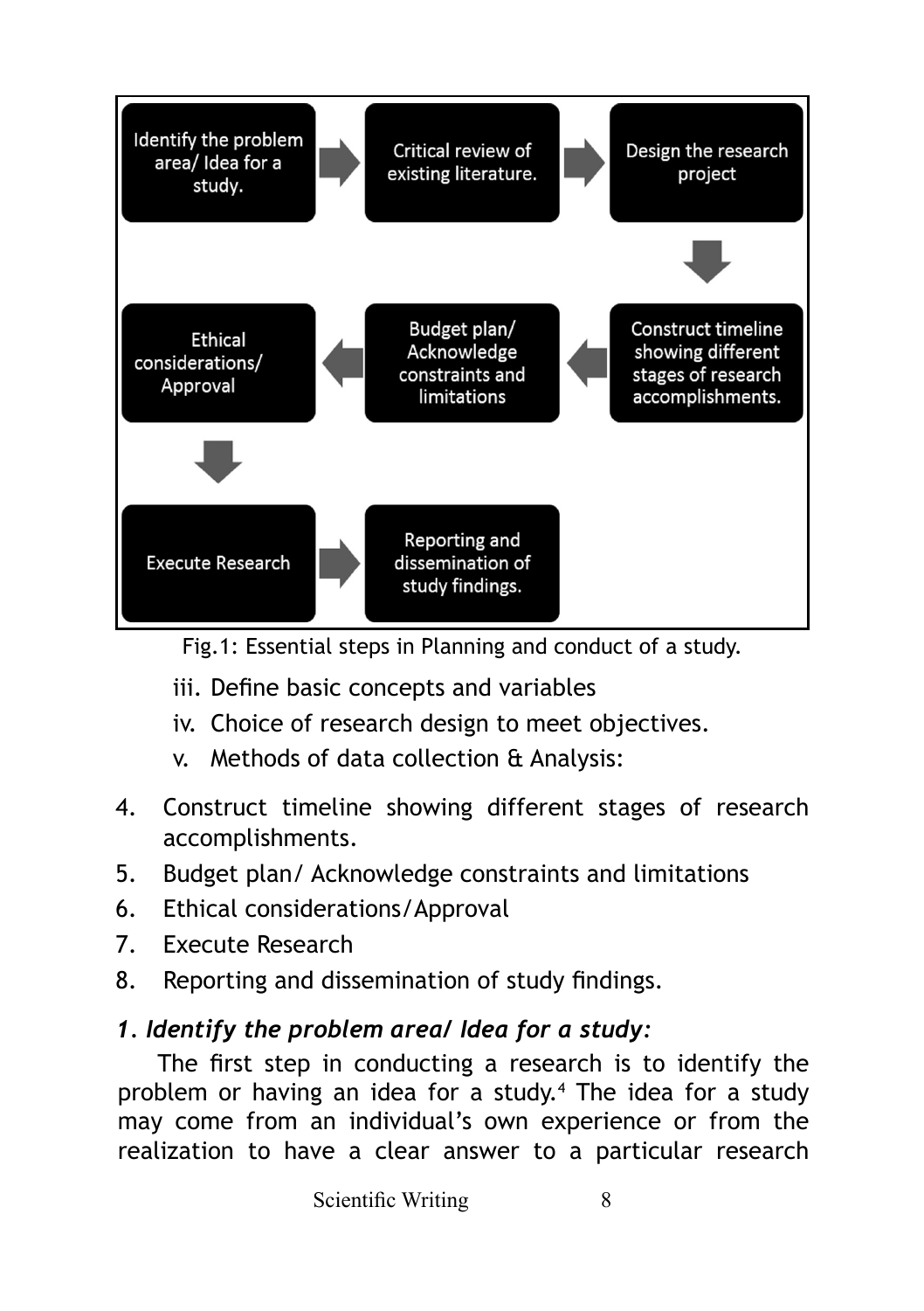Identify the problem area/ Idea for a study. → Critical review of existing literature. → Design the research project → Construct timeline showing different stages of research accomplishments. → Budget plan/ Acknowledge constraints and limitations → Ethical considerations/ Approval → Execute Research → Reporting and dissemination of study findings.

Fig.1: Essential steps in Planning and conduct of a study.

   iii. Define basic concepts and variables
   iv. Choice of research design to meet objectives.
   v. Methods of data collection & Analysis:

4. Construct timeline showing different stages of research accomplishments.
5. Budget plan/ Acknowledge constraints and limitations
6. Ethical considerations/Approval
7. Execute Research
8. Reporting and dissemination of study findings.

### *1. Identify the problem area/ Idea for a study:*

The first step in conducting a research is to identify the problem or having an idea for a study.[4] The idea for a study may come from an individual's own experience or from the realization to have a clear answer to a particular research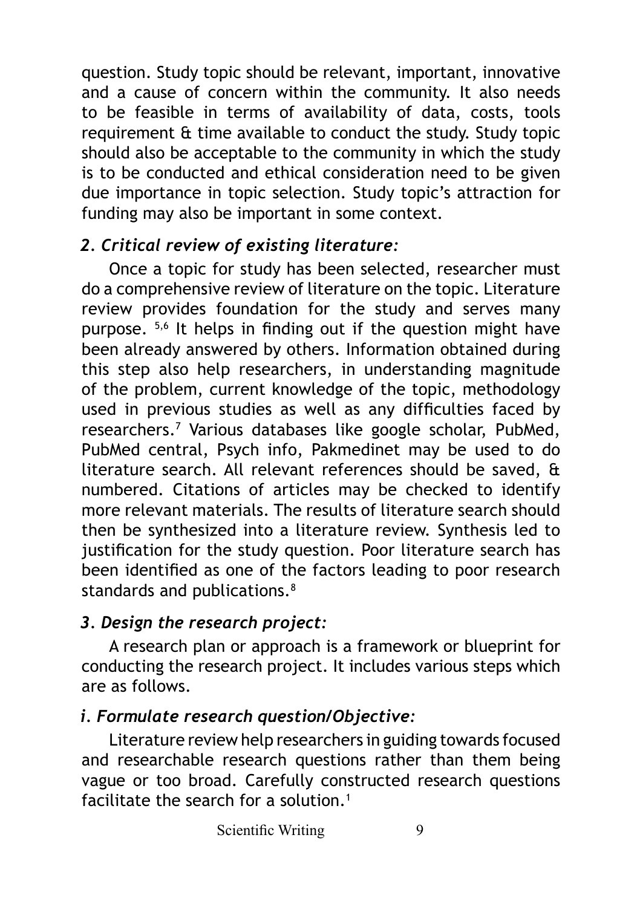question. Study topic should be relevant, important, innovative and a cause of concern within the community. It also needs to be feasible in terms of availability of data, costs, tools requirement & time available to conduct the study. Study topic should also be acceptable to the community in which the study is to be conducted and ethical consideration need to be given due importance in topic selection. Study topic's attraction for funding may also be important in some context.

### *2. Critical review of existing literature:*

Once a topic for study has been selected, researcher must do a comprehensive review of literature on the topic. Literature review provides foundation for the study and serves many purpose. [5,6] It helps in finding out if the question might have been already answered by others. Information obtained during this step also help researchers, in understanding magnitude of the problem, current knowledge of the topic, methodology used in previous studies as well as any difficulties faced by researchers.[7] Various databases like google scholar, PubMed, PubMed central, Psych info, Pakmedinet may be used to do literature search. All relevant references should be saved, & numbered. Citations of articles may be checked to identify more relevant materials. The results of literature search should then be synthesized into a literature review. Synthesis led to justification for the study question. Poor literature search has been identified as one of the factors leading to poor research standards and publications.[8]

### *3. Design the research project:*

A research plan or approach is a framework or blueprint for conducting the research project. It includes various steps which are as follows.

#### *i. Formulate research question/Objective:*

Literature review help researchers in guiding towards focused and researchable research questions rather than them being vague or too broad. Carefully constructed research questions facilitate the search for a solution.[1]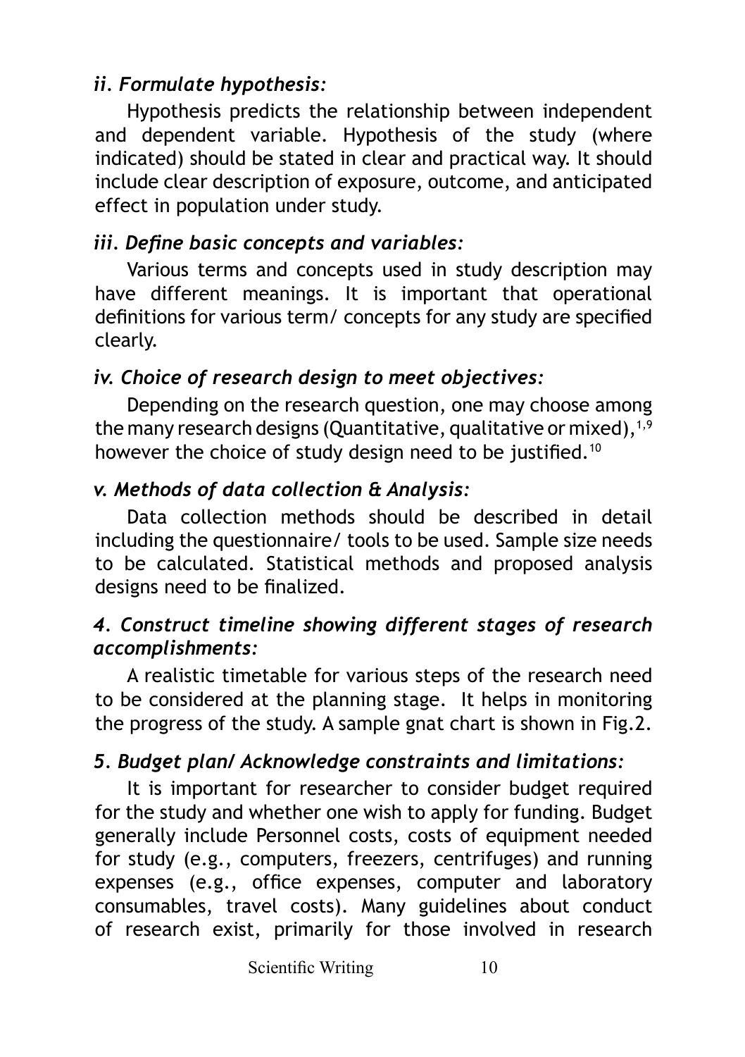### *ii. Formulate hypothesis:*

Hypothesis predicts the relationship between independent and dependent variable. Hypothesis of the study (where indicated) should be stated in clear and practical way. It should include clear description of exposure, outcome, and anticipated effect in population under study.

### *iii. Define basic concepts and variables:*

Various terms and concepts used in study description may have different meanings. It is important that operational definitions for various term/ concepts for any study are specified clearly.

### *iv. Choice of research design to meet objectives:*

Depending on the research question, one may choose among the many research designs (Quantitative, qualitative or mixed),[1,9] however the choice of study design need to be justified.[10]

### *v. Methods of data collection & Analysis:*

Data collection methods should be described in detail including the questionnaire/ tools to be used. Sample size needs to be calculated. Statistical methods and proposed analysis designs need to be finalized.

### *4. Construct timeline showing different stages of research accomplishments:*

A realistic timetable for various steps of the research need to be considered at the planning stage. It helps in monitoring the progress of the study. A sample gnat chart is shown in Fig.2.

### *5. Budget plan/ Acknowledge constraints and limitations:*

It is important for researcher to consider budget required for the study and whether one wish to apply for funding. Budget generally include Personnel costs, costs of equipment needed for study (e.g., computers, freezers, centrifuges) and running expenses (e.g., office expenses, computer and laboratory consumables, travel costs). Many guidelines about conduct of research exist, primarily for those involved in research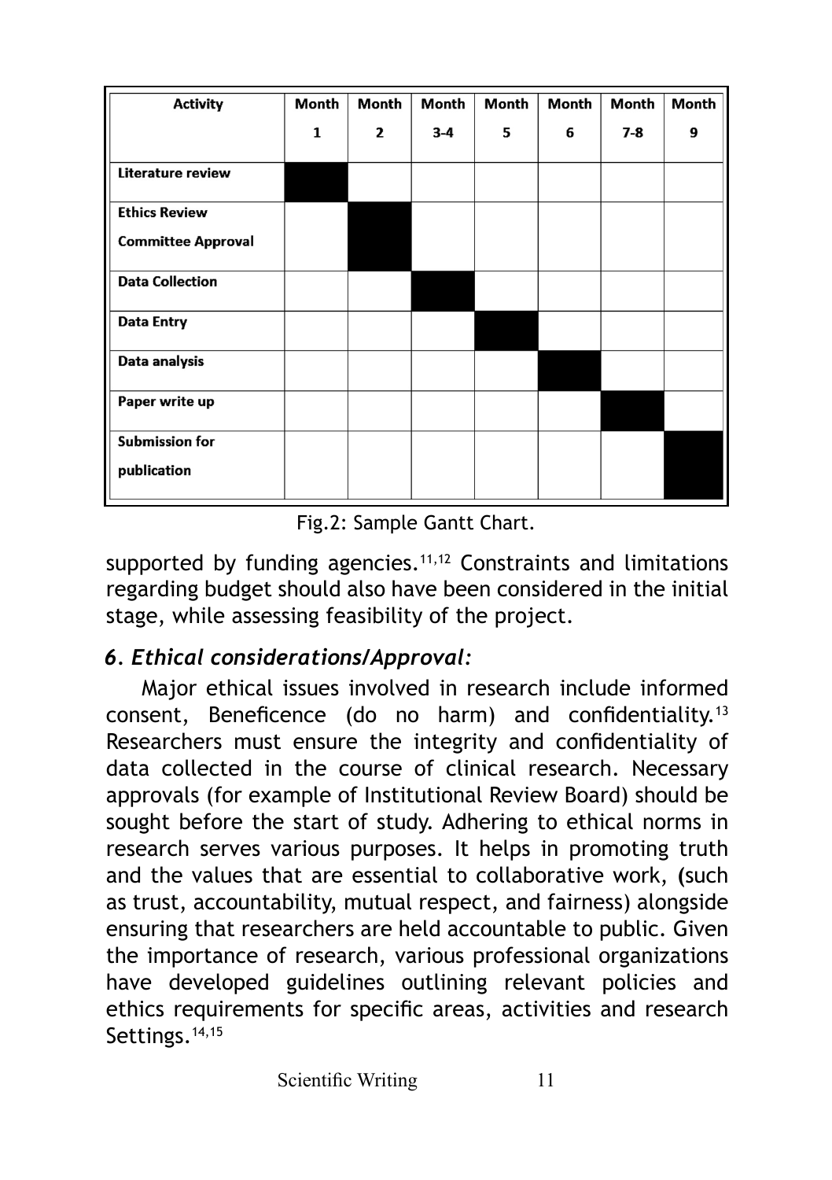| Activity | Month 1 | Month 2 | Month 3-4 | Month 5 | Month 6 | Month 7-8 | Month 9 |
|---|---|---|---|---|---|---|---|
| Literature review | ■ | | | | | | |
| Ethics Review Committee Approval | | ■ | | | | | |
| Data Collection | | | ■ | | | | |
| Data Entry | | | | ■ | | | |
| Data analysis | | | | | ■ | | |
| Paper write up | | | | | | ■ | |
| Submission for publication | | | | | | | ■ |

Fig.2: Sample Gantt Chart.

supported by funding agencies.[11,12] Constraints and limitations regarding budget should also have been considered in the initial stage, while assessing feasibility of the project.

### *6. Ethical considerations/Approval:*

Major ethical issues involved in research include informed consent, Beneficence (do no harm) and confidentiality.[13] Researchers must ensure the integrity and confidentiality of data collected in the course of clinical research. Necessary approvals (for example of Institutional Review Board) should be sought before the start of study. Adhering to ethical norms in research serves various purposes. It helps in promoting truth and the values that are essential to collaborative work, (such as trust, accountability, mutual respect, and fairness) alongside ensuring that researchers are held accountable to public. Given the importance of research, various professional organizations have developed guidelines outlining relevant policies and ethics requirements for specific areas, activities and research Settings.[14,15]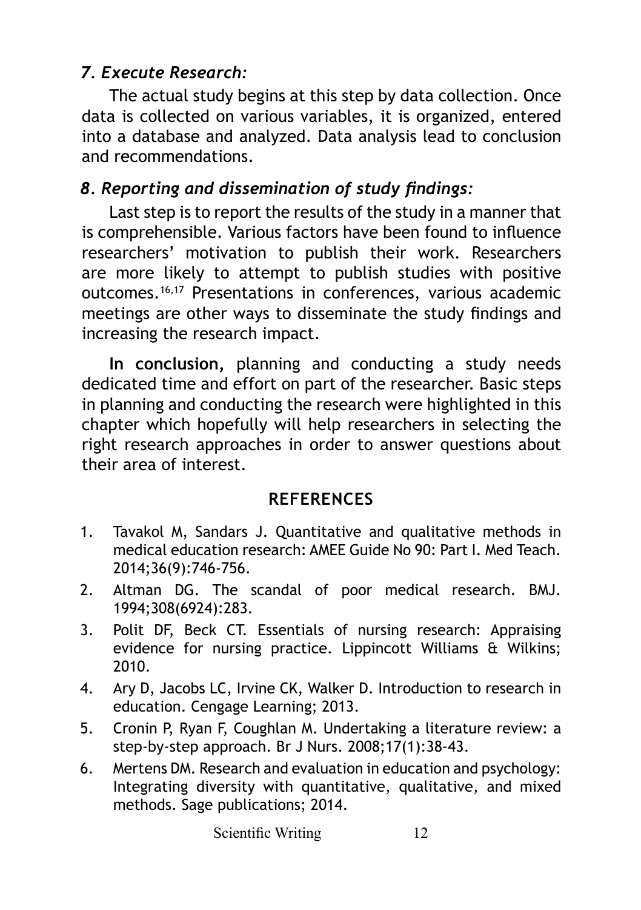### *7. Execute Research:*

The actual study begins at this step by data collection. Once data is collected on various variables, it is organized, entered into a database and analyzed. Data analysis lead to conclusion and recommendations.

### *8. Reporting and dissemination of study findings:*

Last step is to report the results of the study in a manner that is comprehensible. Various factors have been found to influence researchers' motivation to publish their work. Researchers are more likely to attempt to publish studies with positive outcomes.[16,17] Presentations in conferences, various academic meetings are other ways to disseminate the study findings and increasing the research impact.

**In conclusion,** planning and conducting a study needs dedicated time and effort on part of the researcher. Basic steps in planning and conducting the research were highlighted in this chapter which hopefully will help researchers in selecting the right research approaches in order to answer questions about their area of interest.

## REFERENCES

1. Tavakol M, Sandars J. Quantitative and qualitative methods in medical education research: AMEE Guide No 90: Part I. Med Teach. 2014;36(9):746-756.
2. Altman DG. The scandal of poor medical research. BMJ. 1994;308(6924):283.
3. Polit DF, Beck CT. Essentials of nursing research: Appraising evidence for nursing practice. Lippincott Williams & Wilkins; 2010.
4. Ary D, Jacobs LC, Irvine CK, Walker D. Introduction to research in education. Cengage Learning; 2013.
5. Cronin P, Ryan F, Coughlan M. Undertaking a literature review: a step-by-step approach. Br J Nurs. 2008;17(1):38-43.
6. Mertens DM. Research and evaluation in education and psychology: Integrating diversity with quantitative, qualitative, and mixed methods. Sage publications; 2014.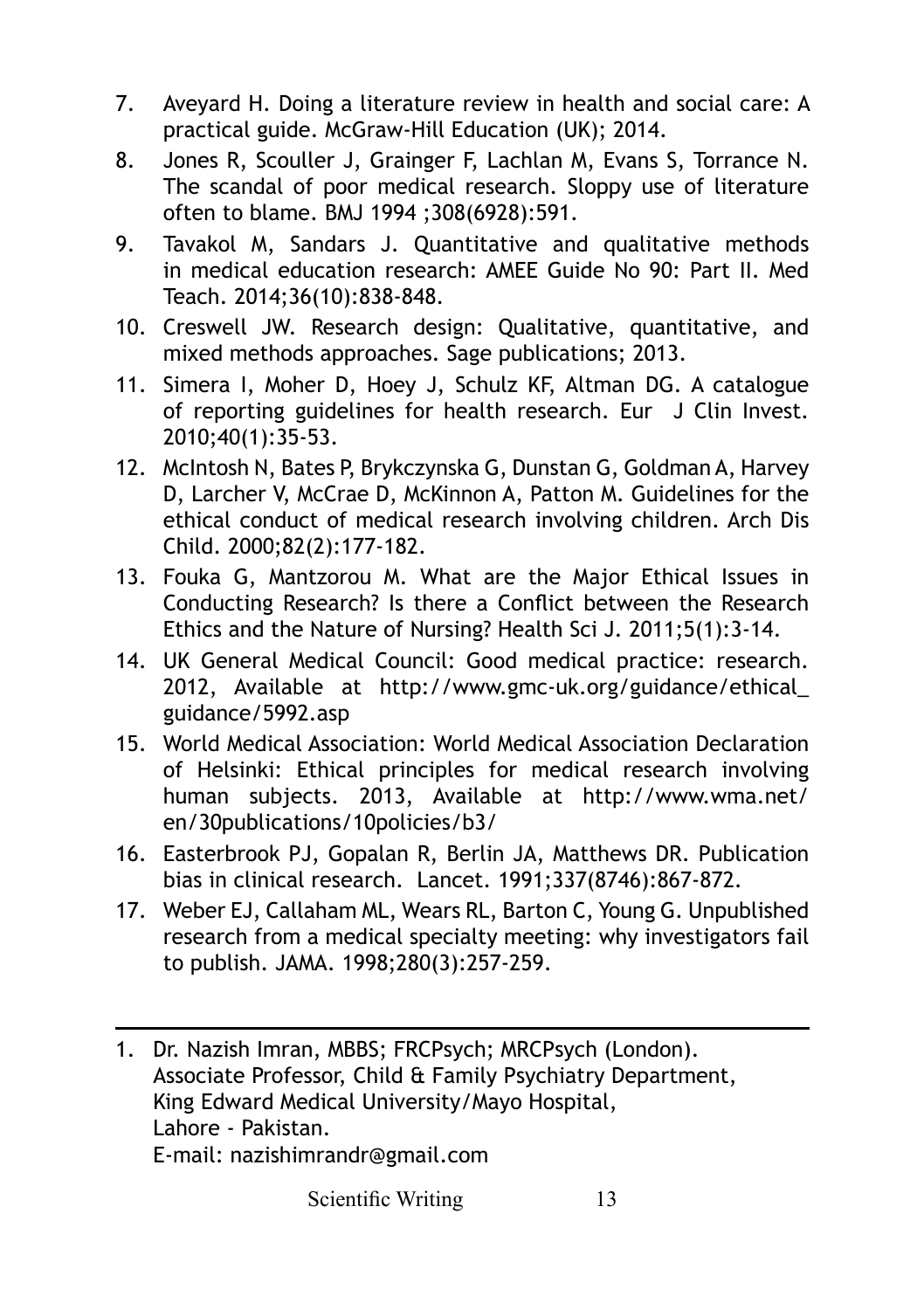7. Aveyard H. Doing a literature review in health and social care: A practical guide. McGraw-Hill Education (UK); 2014.
8. Jones R, Scouller J, Grainger F, Lachlan M, Evans S, Torrance N. The scandal of poor medical research. Sloppy use of literature often to blame. BMJ 1994 ;308(6928):591.
9. Tavakol M, Sandars J. Quantitative and qualitative methods in medical education research: AMEE Guide No 90: Part II. Med Teach. 2014;36(10):838-848.
10. Creswell JW. Research design: Qualitative, quantitative, and mixed methods approaches. Sage publications; 2013.
11. Simera I, Moher D, Hoey J, Schulz KF, Altman DG. A catalogue of reporting guidelines for health research. Eur J Clin Invest. 2010;40(1):35-53.
12. McIntosh N, Bates P, Brykczynska G, Dunstan G, Goldman A, Harvey D, Larcher V, McCrae D, McKinnon A, Patton M. Guidelines for the ethical conduct of medical research involving children. Arch Dis Child. 2000;82(2):177-182.
13. Fouka G, Mantzorou M. What are the Major Ethical Issues in Conducting Research? Is there a Conflict between the Research Ethics and the Nature of Nursing? Health Sci J. 2011;5(1):3-14.
14. UK General Medical Council: Good medical practice: research. 2012, Available at http://www.gmc-uk.org/guidance/ethical_guidance/5992.asp
15. World Medical Association: World Medical Association Declaration of Helsinki: Ethical principles for medical research involving human subjects. 2013, Available at http://www.wma.net/en/30publications/10policies/b3/
16. Easterbrook PJ, Gopalan R, Berlin JA, Matthews DR. Publication bias in clinical research. Lancet. 1991;337(8746):867-872.
17. Weber EJ, Callaham ML, Wears RL, Barton C, Young G. Unpublished research from a medical specialty meeting: why investigators fail to publish. JAMA. 1998;280(3):257-259.

---

1. Dr. Nazish Imran, MBBS; FRCPsych; MRCPsych (London).
   Associate Professor, Child & Family Psychiatry Department,
   King Edward Medical University/Mayo Hospital,
   Lahore - Pakistan.
   E-mail: nazishimrandr@gmail.com